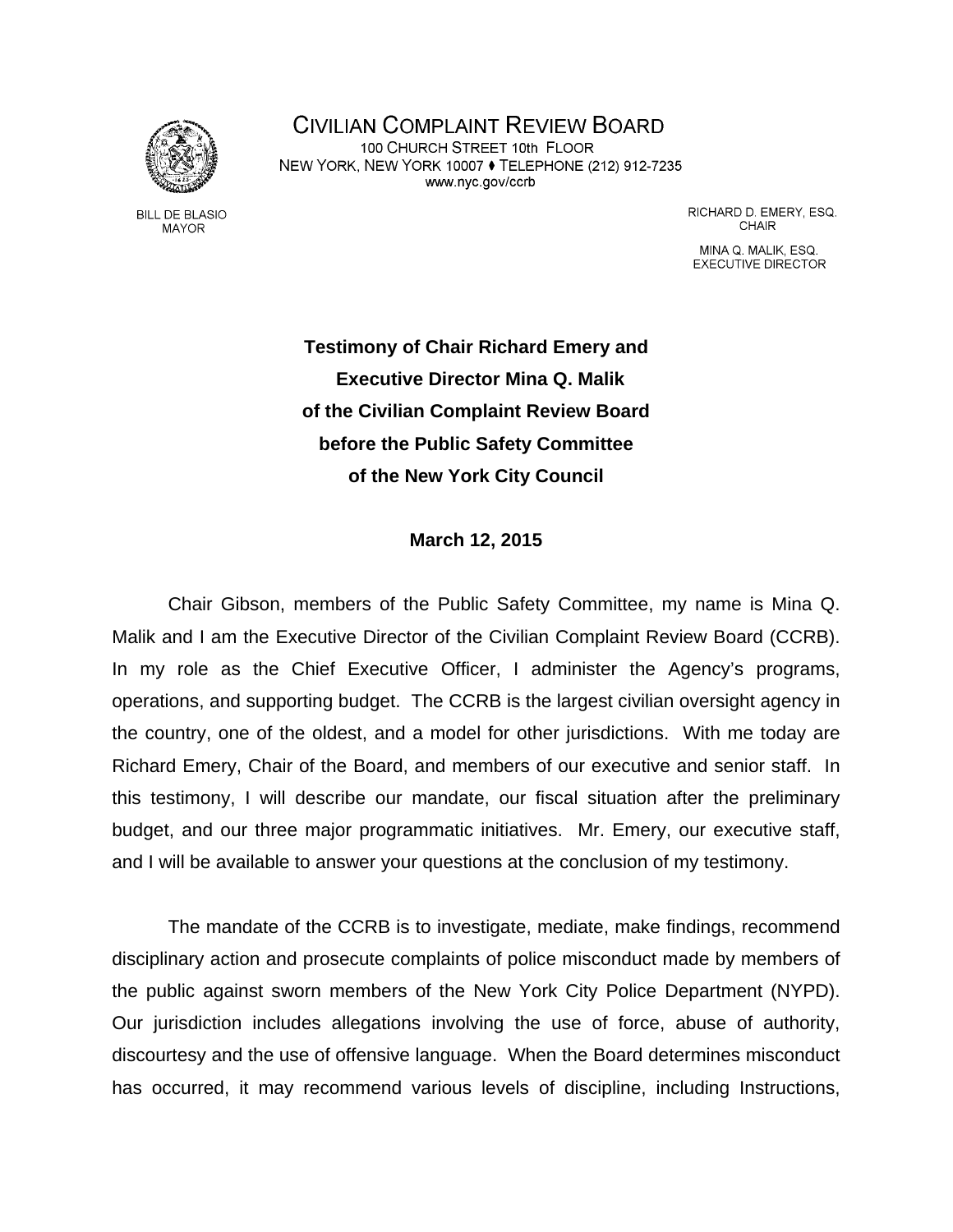# CIVILIAN COMPLAINT REVIEW BOARD

100 CHURCH STREET 10th FLOOR
NEW YORK, NEW YORK 10007 ♦ TELEPHONE (212) 912-7235
www.nyc.gov/ccrb

BILL DE BLASIO
MAYOR

RICHARD D. EMERY, ESQ.
CHAIR

MINA Q. MALIK, ESQ.
EXECUTIVE DIRECTOR

**Testimony of Chair Richard Emery and Executive Director Mina Q. Malik of the Civilian Complaint Review Board before the Public Safety Committee of the New York City Council**

**March 12, 2015**

Chair Gibson, members of the Public Safety Committee, my name is Mina Q. Malik and I am the Executive Director of the Civilian Complaint Review Board (CCRB). In my role as the Chief Executive Officer, I administer the Agency's programs, operations, and supporting budget. The CCRB is the largest civilian oversight agency in the country, one of the oldest, and a model for other jurisdictions. With me today are Richard Emery, Chair of the Board, and members of our executive and senior staff. In this testimony, I will describe our mandate, our fiscal situation after the preliminary budget, and our three major programmatic initiatives. Mr. Emery, our executive staff, and I will be available to answer your questions at the conclusion of my testimony.

The mandate of the CCRB is to investigate, mediate, make findings, recommend disciplinary action and prosecute complaints of police misconduct made by members of the public against sworn members of the New York City Police Department (NYPD). Our jurisdiction includes allegations involving the use of force, abuse of authority, discourtesy and the use of offensive language. When the Board determines misconduct has occurred, it may recommend various levels of discipline, including Instructions,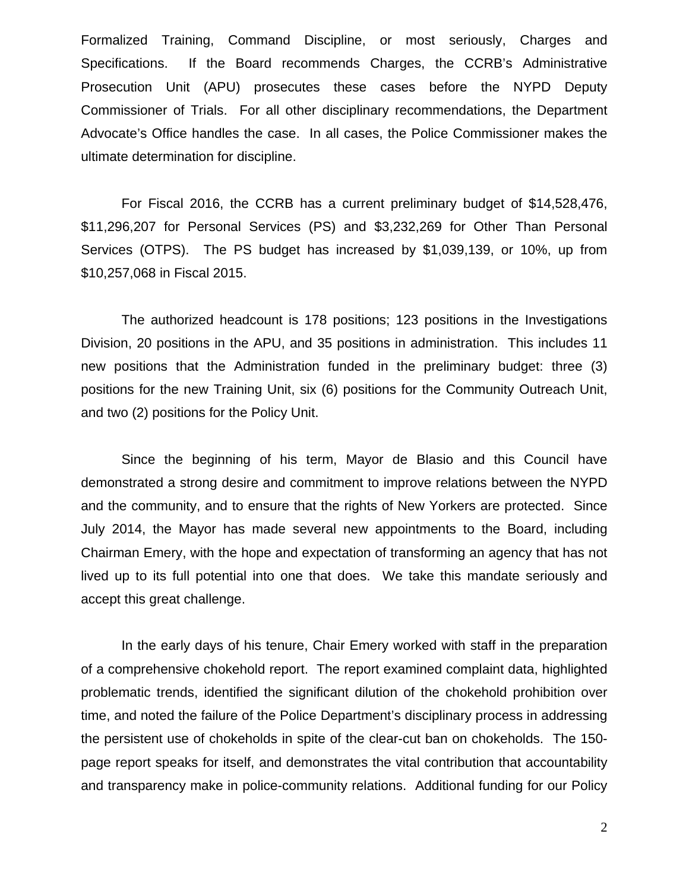Formalized Training, Command Discipline, or most seriously, Charges and Specifications. If the Board recommends Charges, the CCRB's Administrative Prosecution Unit (APU) prosecutes these cases before the NYPD Deputy Commissioner of Trials. For all other disciplinary recommendations, the Department Advocate's Office handles the case. In all cases, the Police Commissioner makes the ultimate determination for discipline.

For Fiscal 2016, the CCRB has a current preliminary budget of $14,528,476, $11,296,207 for Personal Services (PS) and $3,232,269 for Other Than Personal Services (OTPS). The PS budget has increased by $1,039,139, or 10%, up from $10,257,068 in Fiscal 2015.

The authorized headcount is 178 positions; 123 positions in the Investigations Division, 20 positions in the APU, and 35 positions in administration. This includes 11 new positions that the Administration funded in the preliminary budget: three (3) positions for the new Training Unit, six (6) positions for the Community Outreach Unit, and two (2) positions for the Policy Unit.

Since the beginning of his term, Mayor de Blasio and this Council have demonstrated a strong desire and commitment to improve relations between the NYPD and the community, and to ensure that the rights of New Yorkers are protected. Since July 2014, the Mayor has made several new appointments to the Board, including Chairman Emery, with the hope and expectation of transforming an agency that has not lived up to its full potential into one that does. We take this mandate seriously and accept this great challenge.

In the early days of his tenure, Chair Emery worked with staff in the preparation of a comprehensive chokehold report. The report examined complaint data, highlighted problematic trends, identified the significant dilution of the chokehold prohibition over time, and noted the failure of the Police Department's disciplinary process in addressing the persistent use of chokeholds in spite of the clear-cut ban on chokeholds. The 150-page report speaks for itself, and demonstrates the vital contribution that accountability and transparency make in police-community relations. Additional funding for our Policy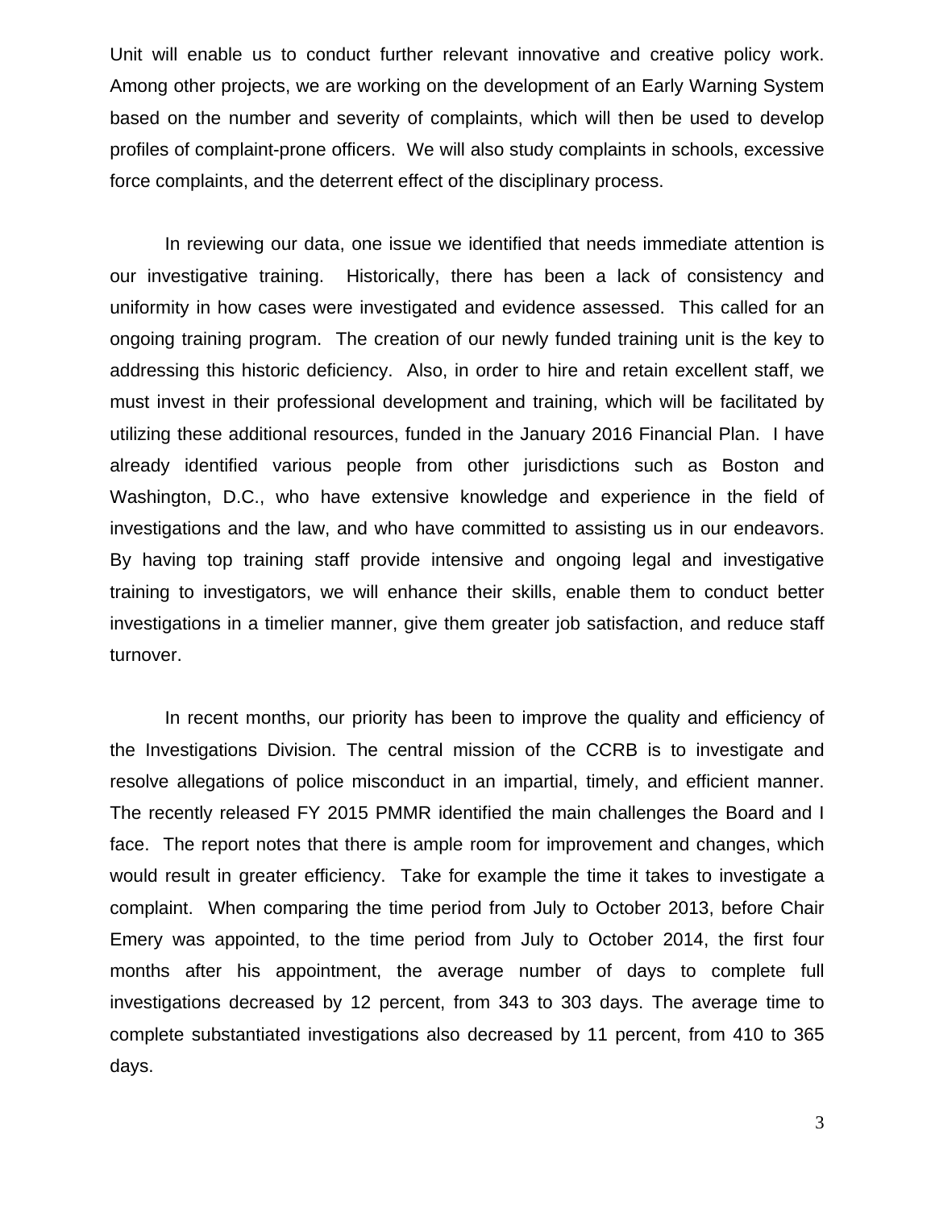Unit will enable us to conduct further relevant innovative and creative policy work. Among other projects, we are working on the development of an Early Warning System based on the number and severity of complaints, which will then be used to develop profiles of complaint-prone officers. We will also study complaints in schools, excessive force complaints, and the deterrent effect of the disciplinary process.

In reviewing our data, one issue we identified that needs immediate attention is our investigative training. Historically, there has been a lack of consistency and uniformity in how cases were investigated and evidence assessed. This called for an ongoing training program. The creation of our newly funded training unit is the key to addressing this historic deficiency. Also, in order to hire and retain excellent staff, we must invest in their professional development and training, which will be facilitated by utilizing these additional resources, funded in the January 2016 Financial Plan. I have already identified various people from other jurisdictions such as Boston and Washington, D.C., who have extensive knowledge and experience in the field of investigations and the law, and who have committed to assisting us in our endeavors. By having top training staff provide intensive and ongoing legal and investigative training to investigators, we will enhance their skills, enable them to conduct better investigations in a timelier manner, give them greater job satisfaction, and reduce staff turnover.

In recent months, our priority has been to improve the quality and efficiency of the Investigations Division. The central mission of the CCRB is to investigate and resolve allegations of police misconduct in an impartial, timely, and efficient manner. The recently released FY 2015 PMMR identified the main challenges the Board and I face. The report notes that there is ample room for improvement and changes, which would result in greater efficiency. Take for example the time it takes to investigate a complaint. When comparing the time period from July to October 2013, before Chair Emery was appointed, to the time period from July to October 2014, the first four months after his appointment, the average number of days to complete full investigations decreased by 12 percent, from 343 to 303 days. The average time to complete substantiated investigations also decreased by 11 percent, from 410 to 365 days.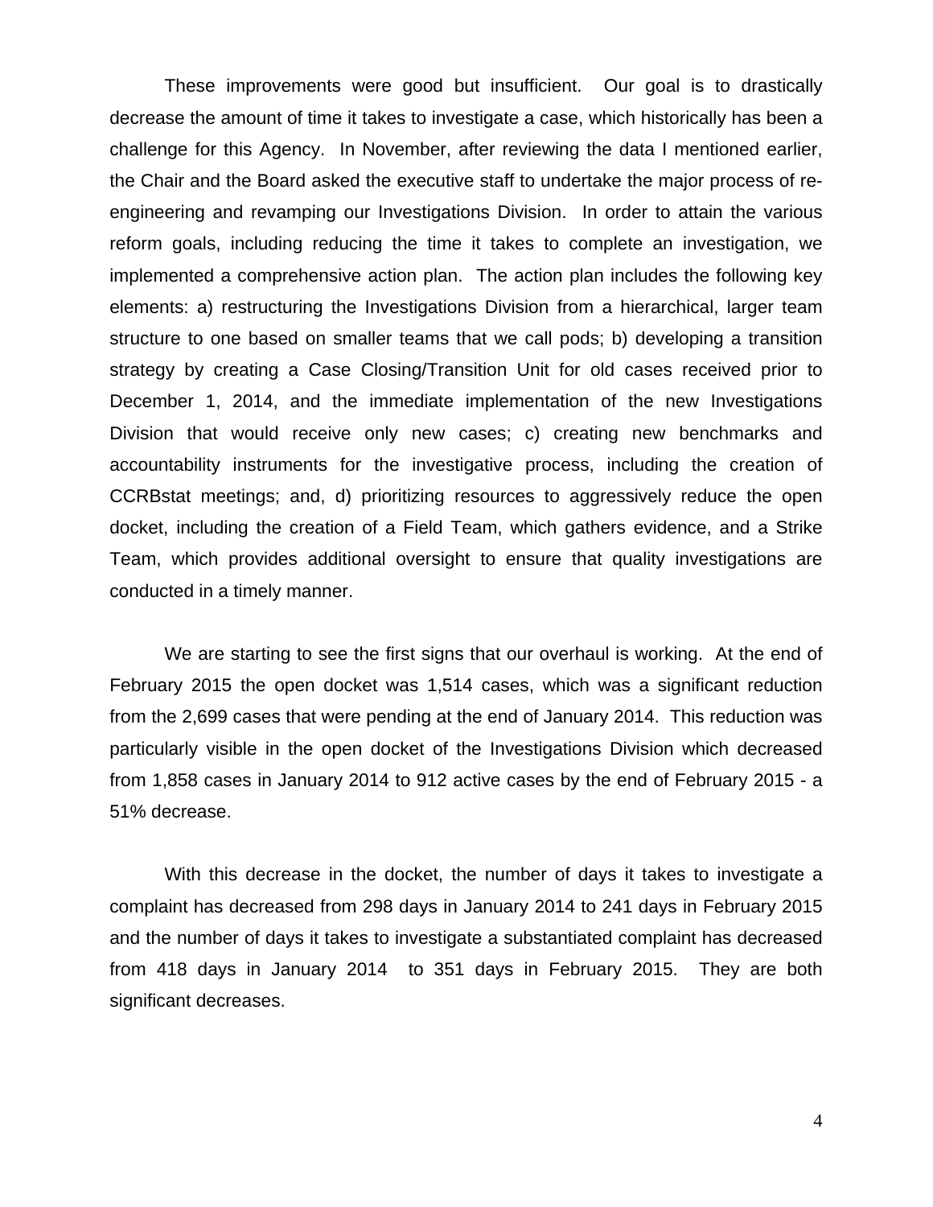These improvements were good but insufficient. Our goal is to drastically decrease the amount of time it takes to investigate a case, which historically has been a challenge for this Agency. In November, after reviewing the data I mentioned earlier, the Chair and the Board asked the executive staff to undertake the major process of re-engineering and revamping our Investigations Division. In order to attain the various reform goals, including reducing the time it takes to complete an investigation, we implemented a comprehensive action plan. The action plan includes the following key elements: a) restructuring the Investigations Division from a hierarchical, larger team structure to one based on smaller teams that we call pods; b) developing a transition strategy by creating a Case Closing/Transition Unit for old cases received prior to December 1, 2014, and the immediate implementation of the new Investigations Division that would receive only new cases; c) creating new benchmarks and accountability instruments for the investigative process, including the creation of CCRBstat meetings; and, d) prioritizing resources to aggressively reduce the open docket, including the creation of a Field Team, which gathers evidence, and a Strike Team, which provides additional oversight to ensure that quality investigations are conducted in a timely manner.

We are starting to see the first signs that our overhaul is working. At the end of February 2015 the open docket was 1,514 cases, which was a significant reduction from the 2,699 cases that were pending at the end of January 2014. This reduction was particularly visible in the open docket of the Investigations Division which decreased from 1,858 cases in January 2014 to 912 active cases by the end of February 2015 - a 51% decrease.

With this decrease in the docket, the number of days it takes to investigate a complaint has decreased from 298 days in January 2014 to 241 days in February 2015 and the number of days it takes to investigate a substantiated complaint has decreased from 418 days in January 2014 to 351 days in February 2015. They are both significant decreases.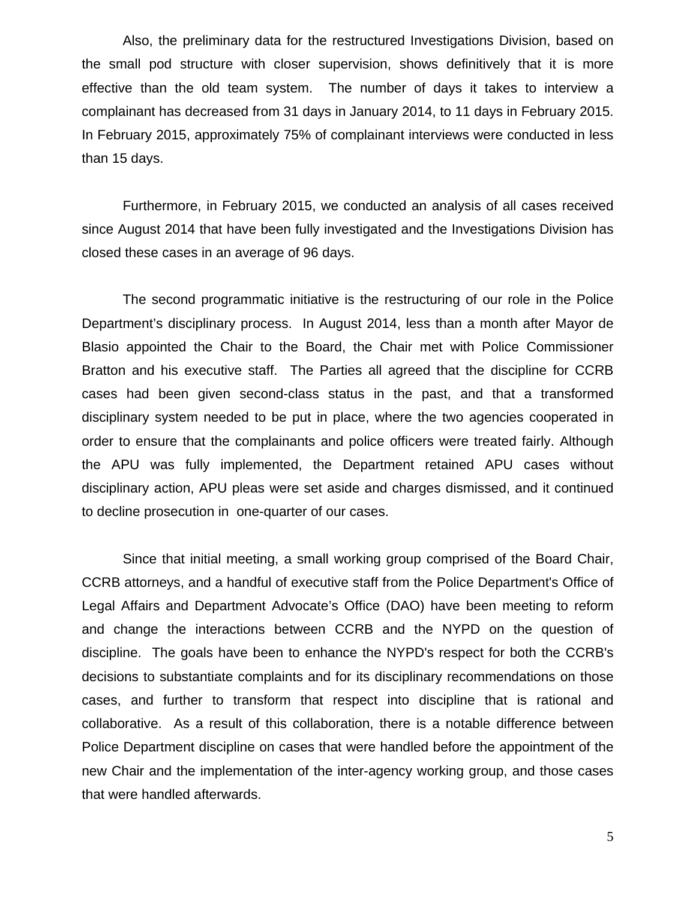Also, the preliminary data for the restructured Investigations Division, based on the small pod structure with closer supervision, shows definitively that it is more effective than the old team system. The number of days it takes to interview a complainant has decreased from 31 days in January 2014, to 11 days in February 2015. In February 2015, approximately 75% of complainant interviews were conducted in less than 15 days.

Furthermore, in February 2015, we conducted an analysis of all cases received since August 2014 that have been fully investigated and the Investigations Division has closed these cases in an average of 96 days.

The second programmatic initiative is the restructuring of our role in the Police Department's disciplinary process. In August 2014, less than a month after Mayor de Blasio appointed the Chair to the Board, the Chair met with Police Commissioner Bratton and his executive staff. The Parties all agreed that the discipline for CCRB cases had been given second-class status in the past, and that a transformed disciplinary system needed to be put in place, where the two agencies cooperated in order to ensure that the complainants and police officers were treated fairly. Although the APU was fully implemented, the Department retained APU cases without disciplinary action, APU pleas were set aside and charges dismissed, and it continued to decline prosecution in one-quarter of our cases.

Since that initial meeting, a small working group comprised of the Board Chair, CCRB attorneys, and a handful of executive staff from the Police Department's Office of Legal Affairs and Department Advocate's Office (DAO) have been meeting to reform and change the interactions between CCRB and the NYPD on the question of discipline. The goals have been to enhance the NYPD's respect for both the CCRB's decisions to substantiate complaints and for its disciplinary recommendations on those cases, and further to transform that respect into discipline that is rational and collaborative. As a result of this collaboration, there is a notable difference between Police Department discipline on cases that were handled before the appointment of the new Chair and the implementation of the inter-agency working group, and those cases that were handled afterwards.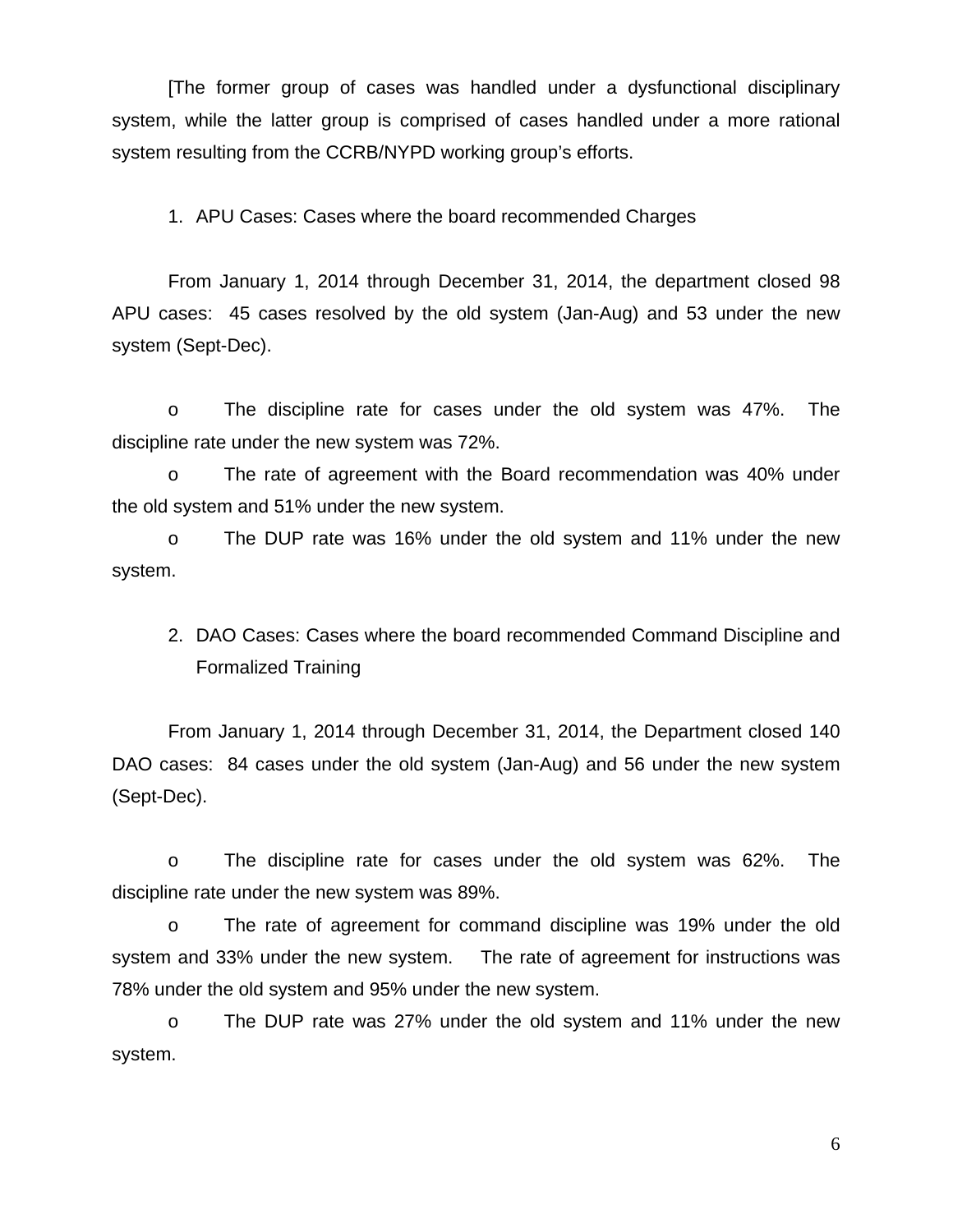[The former group of cases was handled under a dysfunctional disciplinary system, while the latter group is comprised of cases handled under a more rational system resulting from the CCRB/NYPD working group's efforts.

1. APU Cases: Cases where the board recommended Charges

From January 1, 2014 through December 31, 2014, the department closed 98 APU cases: 45 cases resolved by the old system (Jan-Aug) and 53 under the new system (Sept-Dec).

- The discipline rate for cases under the old system was 47%. The discipline rate under the new system was 72%.
- The rate of agreement with the Board recommendation was 40% under the old system and 51% under the new system.
- The DUP rate was 16% under the old system and 11% under the new system.

2. DAO Cases: Cases where the board recommended Command Discipline and Formalized Training

From January 1, 2014 through December 31, 2014, the Department closed 140 DAO cases: 84 cases under the old system (Jan-Aug) and 56 under the new system (Sept-Dec).

- The discipline rate for cases under the old system was 62%. The discipline rate under the new system was 89%.
- The rate of agreement for command discipline was 19% under the old system and 33% under the new system. The rate of agreement for instructions was 78% under the old system and 95% under the new system.
- The DUP rate was 27% under the old system and 11% under the new system.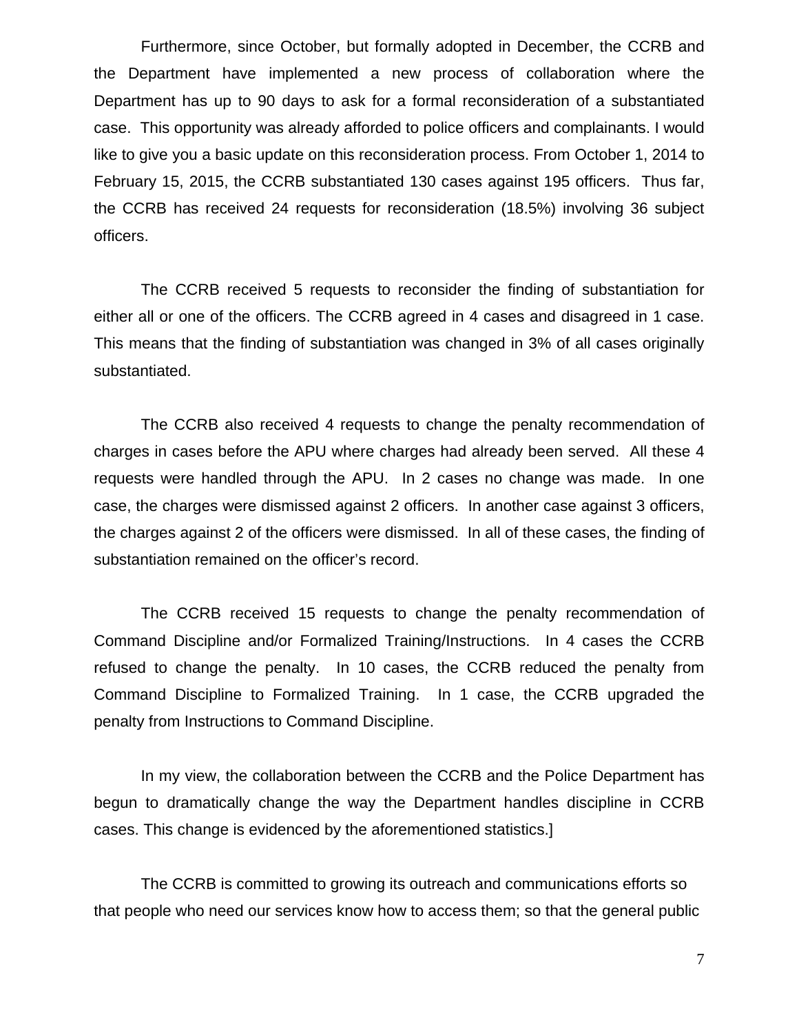Furthermore, since October, but formally adopted in December, the CCRB and the Department have implemented a new process of collaboration where the Department has up to 90 days to ask for a formal reconsideration of a substantiated case. This opportunity was already afforded to police officers and complainants. I would like to give you a basic update on this reconsideration process. From October 1, 2014 to February 15, 2015, the CCRB substantiated 130 cases against 195 officers. Thus far, the CCRB has received 24 requests for reconsideration (18.5%) involving 36 subject officers.

The CCRB received 5 requests to reconsider the finding of substantiation for either all or one of the officers. The CCRB agreed in 4 cases and disagreed in 1 case. This means that the finding of substantiation was changed in 3% of all cases originally substantiated.

The CCRB also received 4 requests to change the penalty recommendation of charges in cases before the APU where charges had already been served. All these 4 requests were handled through the APU. In 2 cases no change was made. In one case, the charges were dismissed against 2 officers. In another case against 3 officers, the charges against 2 of the officers were dismissed. In all of these cases, the finding of substantiation remained on the officer's record.

The CCRB received 15 requests to change the penalty recommendation of Command Discipline and/or Formalized Training/Instructions. In 4 cases the CCRB refused to change the penalty. In 10 cases, the CCRB reduced the penalty from Command Discipline to Formalized Training. In 1 case, the CCRB upgraded the penalty from Instructions to Command Discipline.

In my view, the collaboration between the CCRB and the Police Department has begun to dramatically change the way the Department handles discipline in CCRB cases. This change is evidenced by the aforementioned statistics.]

The CCRB is committed to growing its outreach and communications efforts so that people who need our services know how to access them; so that the general public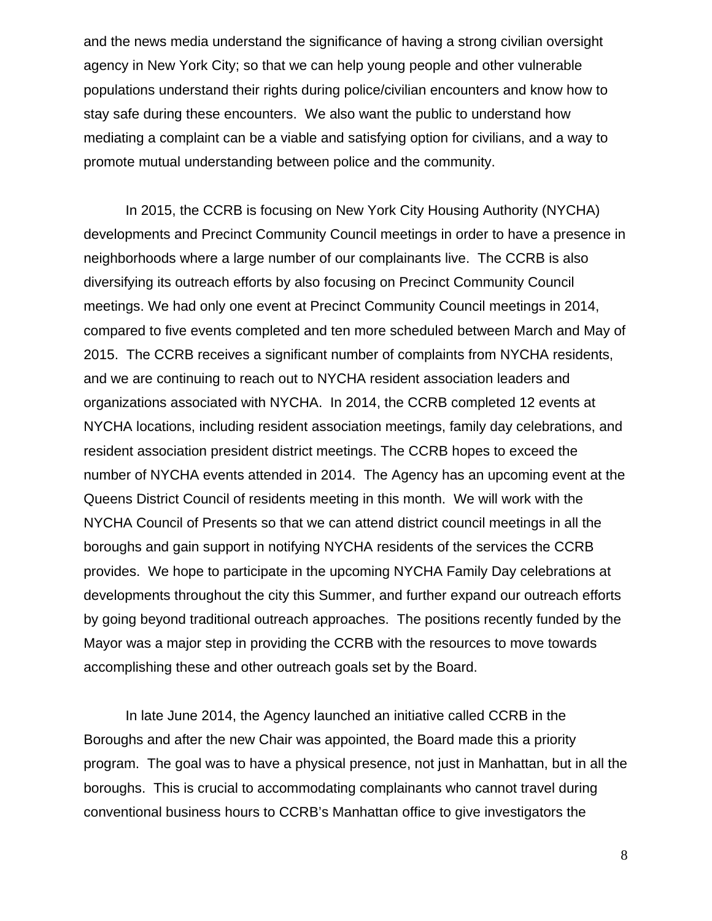and the news media understand the significance of having a strong civilian oversight agency in New York City; so that we can help young people and other vulnerable populations understand their rights during police/civilian encounters and know how to stay safe during these encounters. We also want the public to understand how mediating a complaint can be a viable and satisfying option for civilians, and a way to promote mutual understanding between police and the community.

In 2015, the CCRB is focusing on New York City Housing Authority (NYCHA) developments and Precinct Community Council meetings in order to have a presence in neighborhoods where a large number of our complainants live. The CCRB is also diversifying its outreach efforts by also focusing on Precinct Community Council meetings. We had only one event at Precinct Community Council meetings in 2014, compared to five events completed and ten more scheduled between March and May of 2015. The CCRB receives a significant number of complaints from NYCHA residents, and we are continuing to reach out to NYCHA resident association leaders and organizations associated with NYCHA. In 2014, the CCRB completed 12 events at NYCHA locations, including resident association meetings, family day celebrations, and resident association president district meetings. The CCRB hopes to exceed the number of NYCHA events attended in 2014. The Agency has an upcoming event at the Queens District Council of residents meeting in this month. We will work with the NYCHA Council of Presents so that we can attend district council meetings in all the boroughs and gain support in notifying NYCHA residents of the services the CCRB provides. We hope to participate in the upcoming NYCHA Family Day celebrations at developments throughout the city this Summer, and further expand our outreach efforts by going beyond traditional outreach approaches. The positions recently funded by the Mayor was a major step in providing the CCRB with the resources to move towards accomplishing these and other outreach goals set by the Board.

In late June 2014, the Agency launched an initiative called CCRB in the Boroughs and after the new Chair was appointed, the Board made this a priority program. The goal was to have a physical presence, not just in Manhattan, but in all the boroughs. This is crucial to accommodating complainants who cannot travel during conventional business hours to CCRB's Manhattan office to give investigators the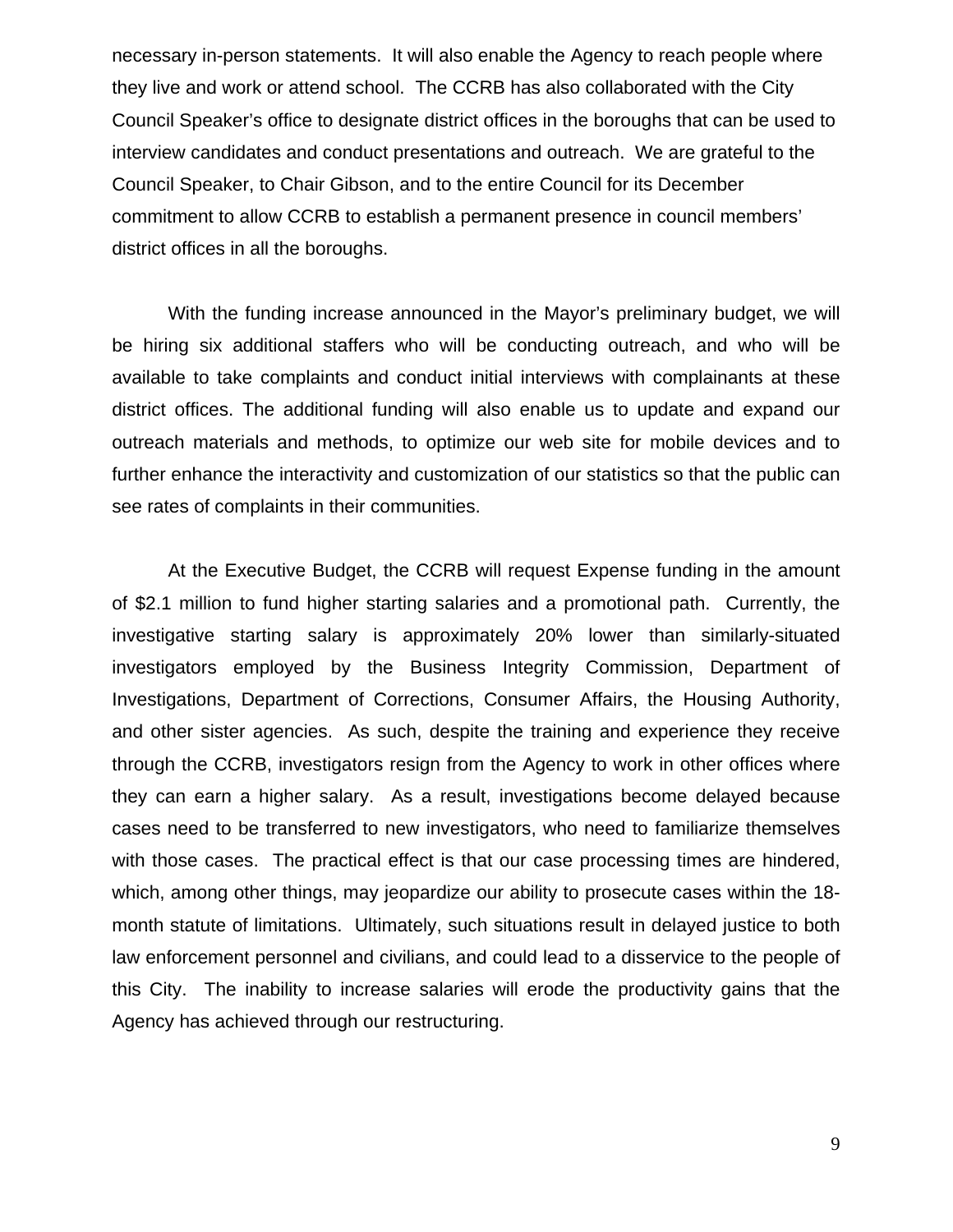necessary in-person statements. It will also enable the Agency to reach people where they live and work or attend school. The CCRB has also collaborated with the City Council Speaker's office to designate district offices in the boroughs that can be used to interview candidates and conduct presentations and outreach. We are grateful to the Council Speaker, to Chair Gibson, and to the entire Council for its December commitment to allow CCRB to establish a permanent presence in council members' district offices in all the boroughs.

With the funding increase announced in the Mayor's preliminary budget, we will be hiring six additional staffers who will be conducting outreach, and who will be available to take complaints and conduct initial interviews with complainants at these district offices. The additional funding will also enable us to update and expand our outreach materials and methods, to optimize our web site for mobile devices and to further enhance the interactivity and customization of our statistics so that the public can see rates of complaints in their communities.

At the Executive Budget, the CCRB will request Expense funding in the amount of $2.1 million to fund higher starting salaries and a promotional path. Currently, the investigative starting salary is approximately 20% lower than similarly-situated investigators employed by the Business Integrity Commission, Department of Investigations, Department of Corrections, Consumer Affairs, the Housing Authority, and other sister agencies. As such, despite the training and experience they receive through the CCRB, investigators resign from the Agency to work in other offices where they can earn a higher salary. As a result, investigations become delayed because cases need to be transferred to new investigators, who need to familiarize themselves with those cases. The practical effect is that our case processing times are hindered, which, among other things, may jeopardize our ability to prosecute cases within the 18-month statute of limitations. Ultimately, such situations result in delayed justice to both law enforcement personnel and civilians, and could lead to a disservice to the people of this City. The inability to increase salaries will erode the productivity gains that the Agency has achieved through our restructuring.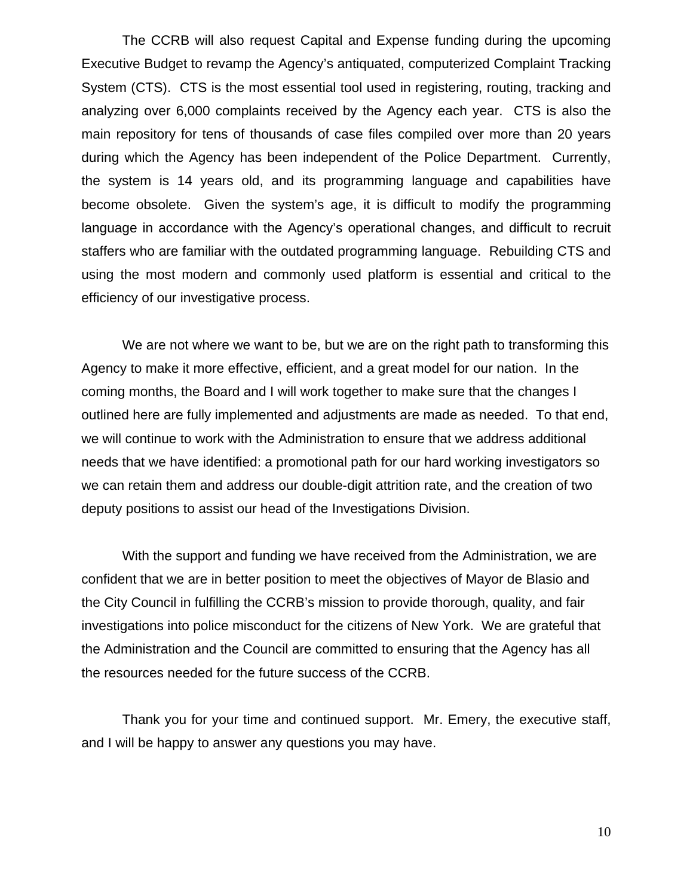The CCRB will also request Capital and Expense funding during the upcoming Executive Budget to revamp the Agency's antiquated, computerized Complaint Tracking System (CTS). CTS is the most essential tool used in registering, routing, tracking and analyzing over 6,000 complaints received by the Agency each year. CTS is also the main repository for tens of thousands of case files compiled over more than 20 years during which the Agency has been independent of the Police Department. Currently, the system is 14 years old, and its programming language and capabilities have become obsolete. Given the system's age, it is difficult to modify the programming language in accordance with the Agency's operational changes, and difficult to recruit staffers who are familiar with the outdated programming language. Rebuilding CTS and using the most modern and commonly used platform is essential and critical to the efficiency of our investigative process.

We are not where we want to be, but we are on the right path to transforming this Agency to make it more effective, efficient, and a great model for our nation. In the coming months, the Board and I will work together to make sure that the changes I outlined here are fully implemented and adjustments are made as needed. To that end, we will continue to work with the Administration to ensure that we address additional needs that we have identified: a promotional path for our hard working investigators so we can retain them and address our double-digit attrition rate, and the creation of two deputy positions to assist our head of the Investigations Division.

With the support and funding we have received from the Administration, we are confident that we are in better position to meet the objectives of Mayor de Blasio and the City Council in fulfilling the CCRB's mission to provide thorough, quality, and fair investigations into police misconduct for the citizens of New York. We are grateful that the Administration and the Council are committed to ensuring that the Agency has all the resources needed for the future success of the CCRB.

Thank you for your time and continued support. Mr. Emery, the executive staff, and I will be happy to answer any questions you may have.